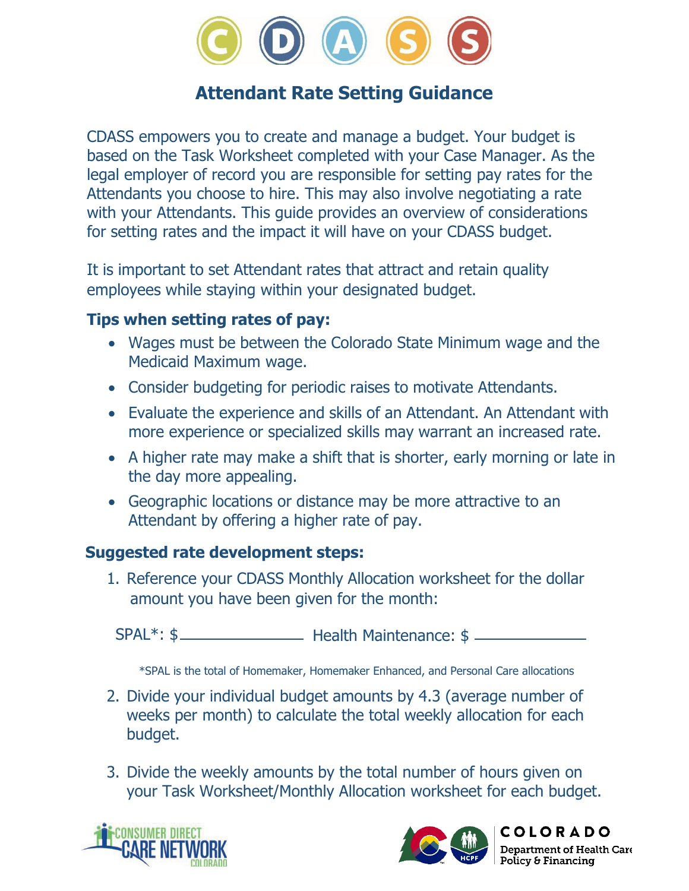# Attendant Rate Setting Guidance

CDASS empowers you to create and manage a budget. Your budget is based on the Task Worksheet completed with your Case Manager. As the legal employer of record you are responsible for setting pay rates for the Attendants you choose to hire. This may also involve negotiating a rate with your Attendants. This guide provides an overview of considerations for setting rates and the impact it will have on your CDASS budget.

It is important to set Attendant rates that attract and retain quality employees while staying within your designated budget.

### Tips when setting rates of pay:

- Wages must be between the Colorado State Minimum wage and the Medicaid Maximum wage.
- Consider budgeting for periodic raises to motivate Attendants.
- Evaluate the experience and skills of an Attendant. An Attendant with more experience or specialized skills may warrant an increased rate.
- A higher rate may make a shift that is shorter, early morning or late in the day more appealing.
- Geographic locations or distance may be more attractive to an Attendant by offering a higher rate of pay.

### Suggested rate development steps:

1. Reference your CDASS Monthly Allocation worksheet for the dollar amount you have been given for the month:

   SPAL*: $\_\_\_\_\_\_\_\_\_\_\_\_\_\_ Health Maintenance: $\_\_\_\_\_\_\_\_\_\_\_\_\_\_

   *SPAL is the total of Homemaker, Homemaker Enhanced, and Personal Care allocations

2. Divide your individual budget amounts by 4.3 (average number of weeks per month) to calculate the total weekly allocation for each budget.

3. Divide the weekly amounts by the total number of hours given on your Task Worksheet/Monthly Allocation worksheet for each budget.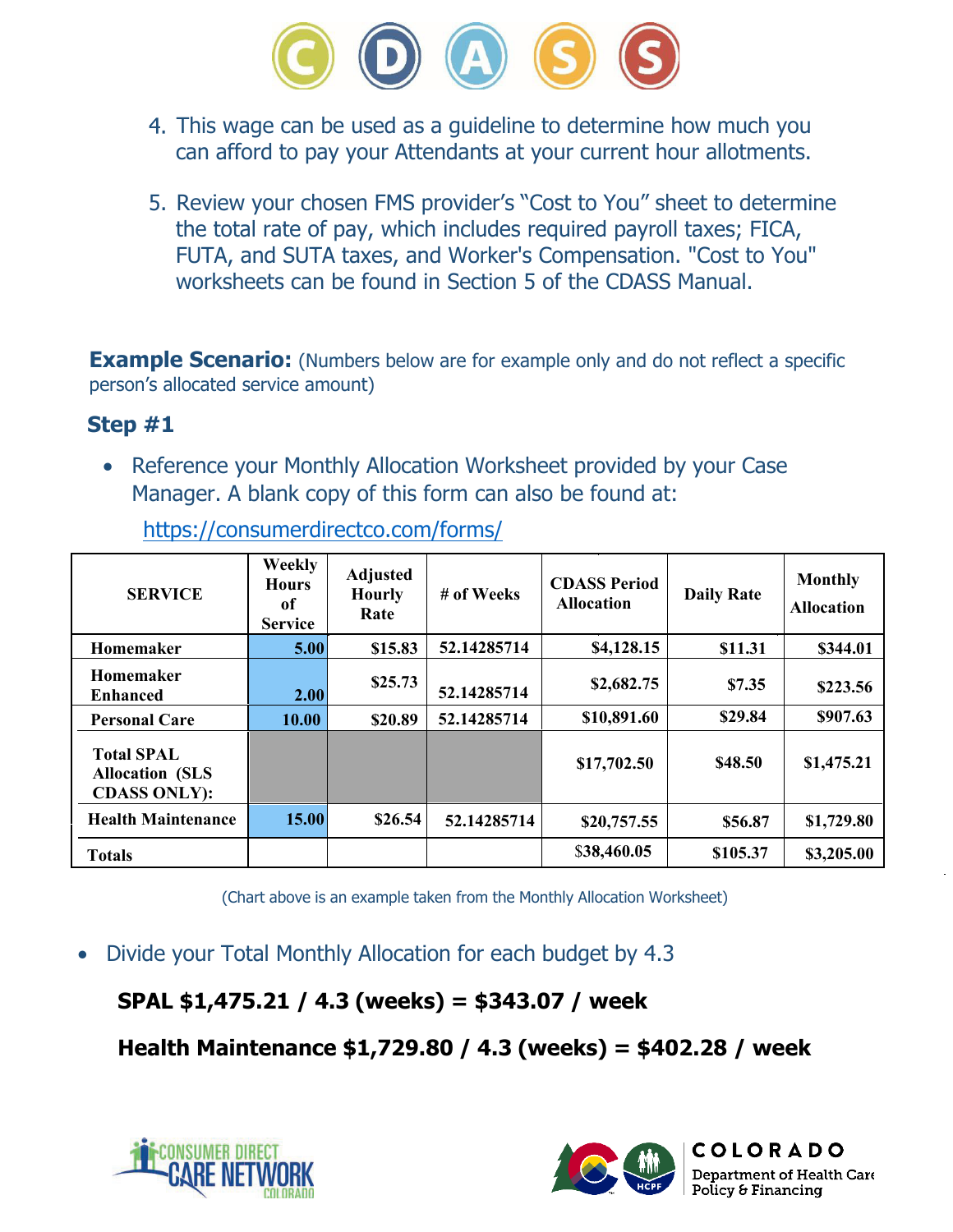4. This wage can be used as a guideline to determine how much you can afford to pay your Attendants at your current hour allotments.

5. Review your chosen FMS provider's "Cost to You" sheet to determine the total rate of pay, which includes required payroll taxes; FICA, FUTA, and SUTA taxes, and Worker's Compensation. "Cost to You" worksheets can be found in Section 5 of the CDASS Manual.

**Example Scenario:** (Numbers below are for example only and do not reflect a specific person's allocated service amount)

### Step #1

- Reference your Monthly Allocation Worksheet provided by your Case Manager. A blank copy of this form can also be found at:

  https://consumerdirectco.com/forms/

| SERVICE | Weekly Hours of Service | Adjusted Hourly Rate | # of Weeks | CDASS Period Allocation | Daily Rate | Monthly Allocation |
|---|---|---|---|---|---|---|
| Homemaker | 5.00 | $15.83 | 52.14285714 | $4,128.15 | $11.31 | $344.01 |
| Homemaker Enhanced | 2.00 | $25.73 | 52.14285714 | $2,682.75 | $7.35 | $223.56 |
| Personal Care | 10.00 | $20.89 | 52.14285714 | $10,891.60 | $29.84 | $907.63 |
| Total SPAL Allocation (SLS CDASS ONLY): | | | | $17,702.50 | $48.50 | $1,475.21 |
| Health Maintenance | 15.00 | $26.54 | 52.14285714 | $20,757.55 | $56.87 | $1,729.80 |
| Totals | | | | $38,460.05 | $105.37 | $3,205.00 |

(Chart above is an example taken from the Monthly Allocation Worksheet)

- Divide your Total Monthly Allocation for each budget by 4.3

  **SPAL $1,475.21 / 4.3 (weeks) = $343.07 / week**

  **Health Maintenance $1,729.80 / 4.3 (weeks) = $402.28 / week**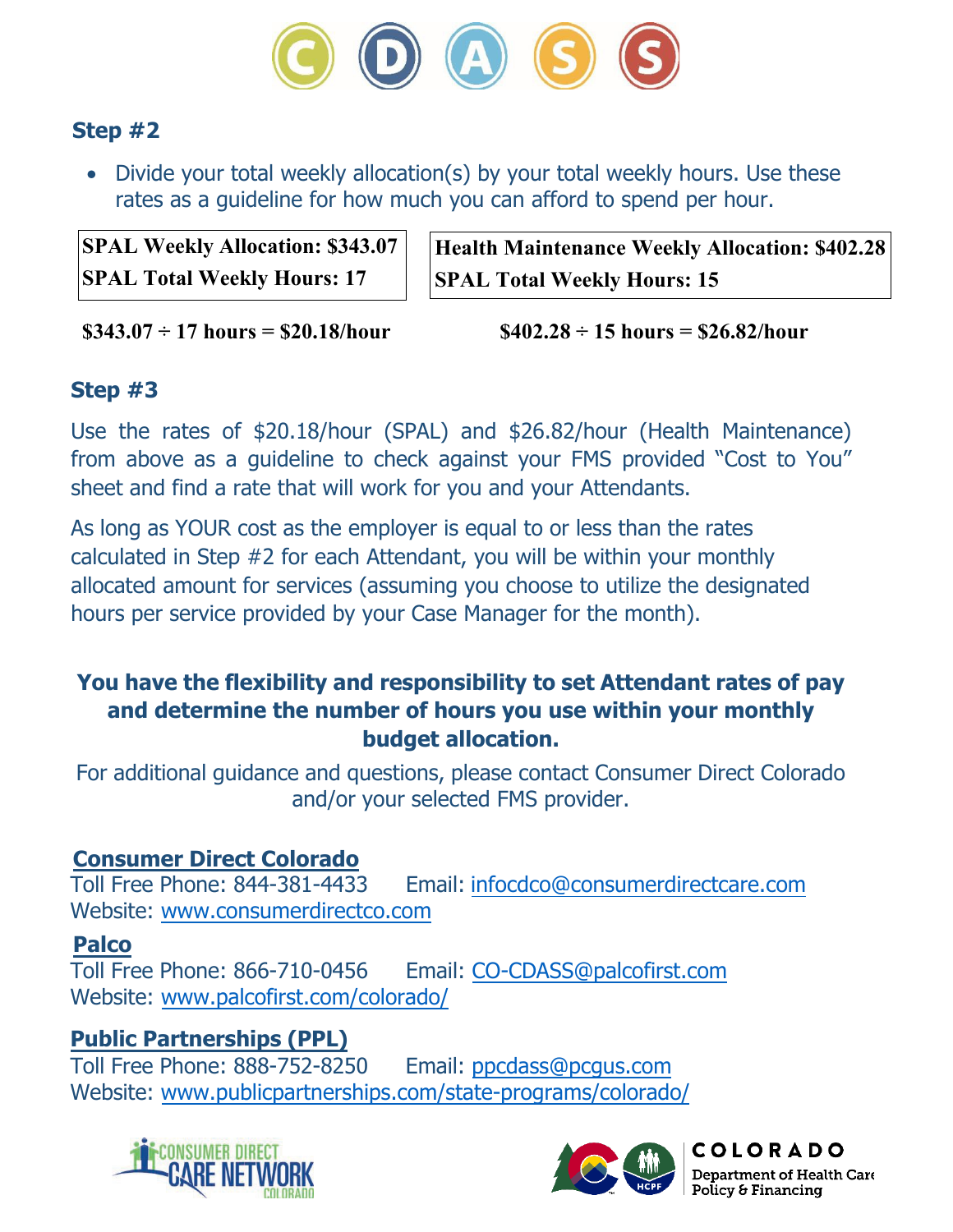## Step #2

- Divide your total weekly allocation(s) by your total weekly hours. Use these rates as a guideline for how much you can afford to spend per hour.

| SPAL Weekly Allocation: $343.07 |
|---|
| SPAL Total Weekly Hours: 17 |

| Health Maintenance Weekly Allocation: $402.28 |
|---|
| SPAL Total Weekly Hours: 15 |

**$343.07 ÷ 17 hours = $20.18/hour**

**$402.28 ÷ 15 hours = $26.82/hour**

## Step #3

Use the rates of $20.18/hour (SPAL) and $26.82/hour (Health Maintenance) from above as a guideline to check against your FMS provided "Cost to You" sheet and find a rate that will work for you and your Attendants.

As long as YOUR cost as the employer is equal to or less than the rates calculated in Step #2 for each Attendant, you will be within your monthly allocated amount for services (assuming you choose to utilize the designated hours per service provided by your Case Manager for the month).

**You have the flexibility and responsibility to set Attendant rates of pay and determine the number of hours you use within your monthly budget allocation.**

For additional guidance and questions, please contact Consumer Direct Colorado and/or your selected FMS provider.

**Consumer Direct Colorado**
Toll Free Phone: 844-381-4433 Email: infocdco@consumerdirectcare.com
Website: www.consumerdirectco.com

**Palco**
Toll Free Phone: 866-710-0456 Email: CO-CDASS@palcofirst.com
Website: www.palcofirst.com/colorado/

**Public Partnerships (PPL)**
Toll Free Phone: 888-752-8250 Email: ppcdass@pcgus.com
Website: www.publicpartnerships.com/state-programs/colorado/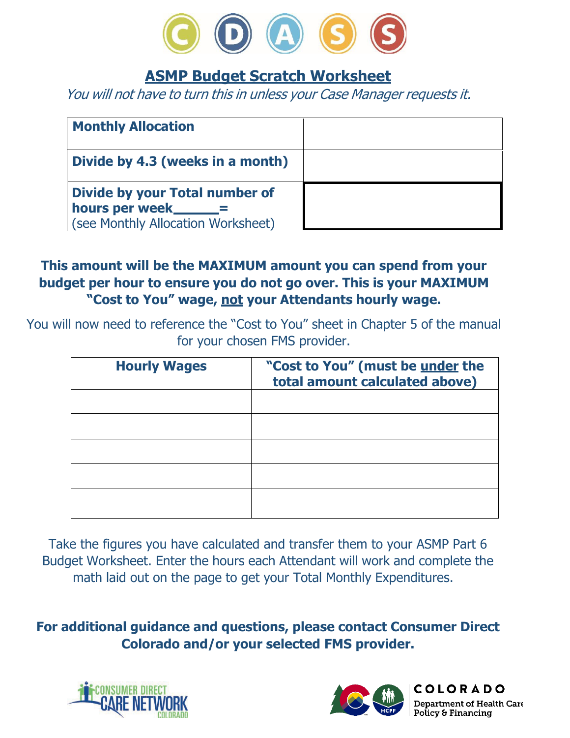## ASMP Budget Scratch Worksheet

*You will not have to turn this in unless your Case Manager requests it.*

| | |
|---|---|
| **Monthly Allocation** | |
| **Divide by 4.3 (weeks in a month)** | |
| **Divide by your Total number of hours per week\_\_\_\_\_\_=** (see Monthly Allocation Worksheet) | |

**This amount will be the MAXIMUM amount you can spend from your budget per hour to ensure you do not go over. This is your MAXIMUM "Cost to You" wage, not your Attendants hourly wage.**

You will now need to reference the "Cost to You" sheet in Chapter 5 of the manual for your chosen FMS provider.

| Hourly Wages | "Cost to You" (must be under the total amount calculated above) |
|---|---|
| | |
| | |
| | |
| | |
| | |

Take the figures you have calculated and transfer them to your ASMP Part 6 Budget Worksheet. Enter the hours each Attendant will work and complete the math laid out on the page to get your Total Monthly Expenditures.

**For additional guidance and questions, please contact Consumer Direct Colorado and/or your selected FMS provider.**

CONSUMER DIRECT CARE NETWORK COLORADO

COLORADO Department of Health Care Policy & Financing